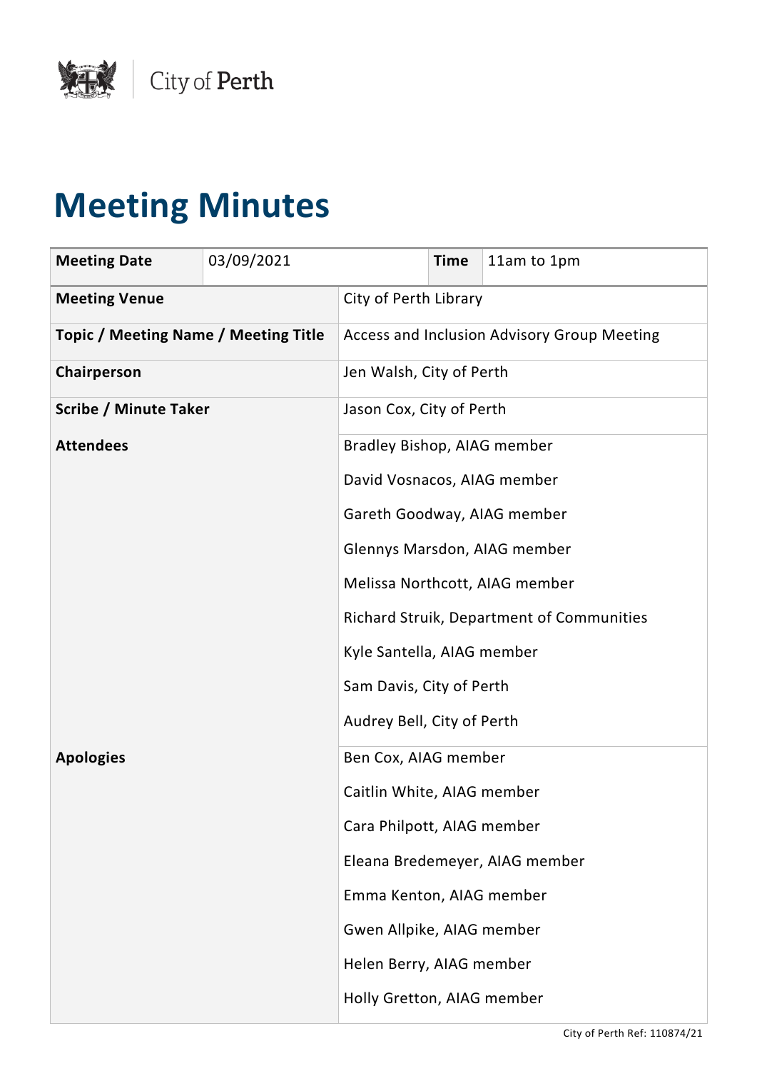# Meeting Minutes

| Meeting Date | 03/09/2021 | Time | 11am to 1pm |
|---|---|---|---|
| **Meeting Venue** | City of Perth Library | | |
| **Topic / Meeting Name / Meeting Title** | Access and Inclusion Advisory Group Meeting | | |
| **Chairperson** | Jen Walsh, City of Perth | | |
| **Scribe / Minute Taker** | Jason Cox, City of Perth | | |
| **Attendees** | Bradley Bishop, AIAG member<br>David Vosnacos, AIAG member<br>Gareth Goodway, AIAG member<br>Glennys Marsdon, AIAG member<br>Melissa Northcott, AIAG member<br>Richard Struik, Department of Communities<br>Kyle Santella, AIAG member<br>Sam Davis, City of Perth<br>Audrey Bell, City of Perth | | |
| **Apologies** | Ben Cox, AIAG member<br>Caitlin White, AIAG member<br>Cara Philpott, AIAG member<br>Eleana Bredemeyer, AIAG member<br>Emma Kenton, AIAG member<br>Gwen Allpike, AIAG member<br>Helen Berry, AIAG member<br>Holly Gretton, AIAG member | | |

City of Perth Ref: 110874/21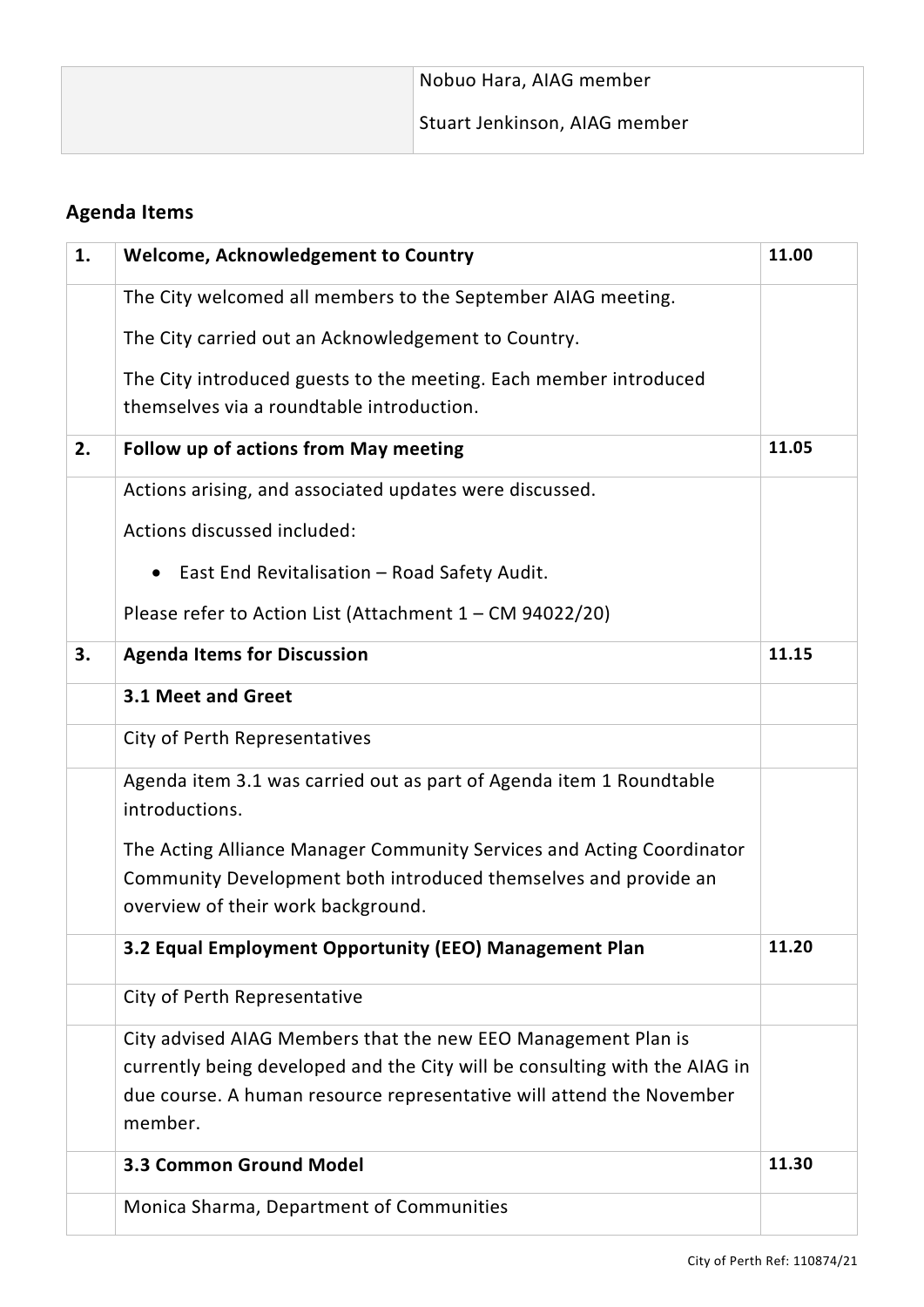| | |
|---|---|
| | Nobuo Hara, AIAG member<br>Stuart Jenkinson, AIAG member |

## Agenda Items

| | | |
|---|---|---|
| **1.** | **Welcome, Acknowledgement to Country** | **11.00** |
| | The City welcomed all members to the September AIAG meeting.<br>The City carried out an Acknowledgement to Country.<br>The City introduced guests to the meeting. Each member introduced themselves via a roundtable introduction. | |
| **2.** | **Follow up of actions from May meeting** | **11.05** |
| | Actions arising, and associated updates were discussed.<br>Actions discussed included:<br>• East End Revitalisation – Road Safety Audit.<br>Please refer to Action List (Attachment 1 – CM 94022/20) | |
| **3.** | **Agenda Items for Discussion** | **11.15** |
| | **3.1 Meet and Greet** | |
| | City of Perth Representatives | |
| | Agenda item 3.1 was carried out as part of Agenda item 1 Roundtable introductions.<br>The Acting Alliance Manager Community Services and Acting Coordinator Community Development both introduced themselves and provide an overview of their work background. | |
| | **3.2 Equal Employment Opportunity (EEO) Management Plan** | **11.20** |
| | City of Perth Representative | |
| | City advised AIAG Members that the new EEO Management Plan is currently being developed and the City will be consulting with the AIAG in due course. A human resource representative will attend the November member. | |
| | **3.3 Common Ground Model** | **11.30** |
| | Monica Sharma, Department of Communities | |

City of Perth Ref: 110874/21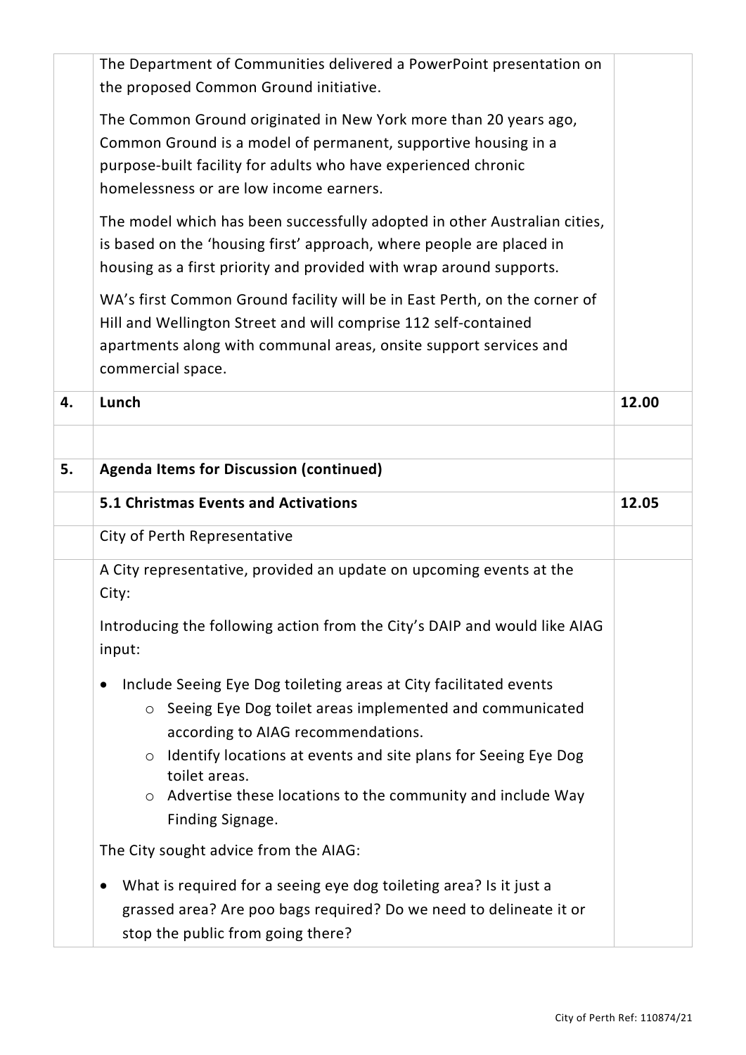| | | |
|---|---|---|
| | The Department of Communities delivered a PowerPoint presentation on the proposed Common Ground initiative.<br><br>The Common Ground originated in New York more than 20 years ago, Common Ground is a model of permanent, supportive housing in a purpose-built facility for adults who have experienced chronic homelessness or are low income earners.<br><br>The model which has been successfully adopted in other Australian cities, is based on the 'housing first' approach, where people are placed in housing as a first priority and provided with wrap around supports.<br><br>WA's first Common Ground facility will be in East Perth, on the corner of Hill and Wellington Street and will comprise 112 self-contained apartments along with communal areas, onsite support services and commercial space. | |
| **4.** | **Lunch** | **12.00** |
| | | |
| **5.** | **Agenda Items for Discussion (continued)** | |
| | **5.1 Christmas Events and Activations** | **12.05** |
| | City of Perth Representative | |
| | A City representative, provided an update on upcoming events at the City:<br><br>Introducing the following action from the City's DAIP and would like AIAG input:<br><br>• Include Seeing Eye Dog toileting areas at City facilitated events<br>&nbsp;&nbsp;&nbsp;&nbsp;o Seeing Eye Dog toilet areas implemented and communicated according to AIAG recommendations.<br>&nbsp;&nbsp;&nbsp;&nbsp;o Identify locations at events and site plans for Seeing Eye Dog toilet areas.<br>&nbsp;&nbsp;&nbsp;&nbsp;o Advertise these locations to the community and include Way Finding Signage.<br><br>The City sought advice from the AIAG:<br><br>• What is required for a seeing eye dog toileting area? Is it just a grassed area? Are poo bags required? Do we need to delineate it or stop the public from going there? | |

City of Perth Ref: 110874/21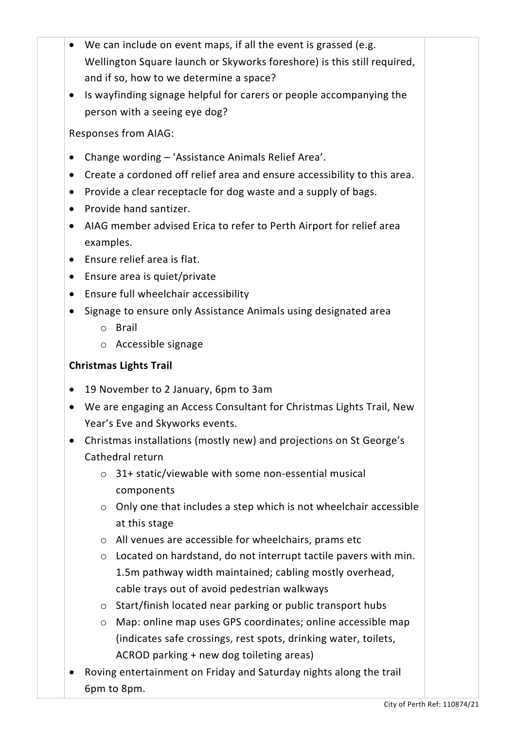- We can include on event maps, if all the event is grassed (e.g. Wellington Square launch or Skyworks foreshore) is this still required, and if so, how to we determine a space?
- Is wayfinding signage helpful for carers or people accompanying the person with a seeing eye dog?

Responses from AIAG:

- Change wording – 'Assistance Animals Relief Area'.
- Create a cordoned off relief area and ensure accessibility to this area.
- Provide a clear receptacle for dog waste and a supply of bags.
- Provide hand santizer.
- AIAG member advised Erica to refer to Perth Airport for relief area examples.
- Ensure relief area is flat.
- Ensure area is quiet/private
- Ensure full wheelchair accessibility
- Signage to ensure only Assistance Animals using designated area
  - Brail
  - Accessible signage

**Christmas Lights Trail**

- 19 November to 2 January, 6pm to 3am
- We are engaging an Access Consultant for Christmas Lights Trail, New Year's Eve and Skyworks events.
- Christmas installations (mostly new) and projections on St George's Cathedral return
  - 31+ static/viewable with some non-essential musical components
  - Only one that includes a step which is not wheelchair accessible at this stage
  - All venues are accessible for wheelchairs, prams etc
  - Located on hardstand, do not interrupt tactile pavers with min. 1.5m pathway width maintained; cabling mostly overhead, cable trays out of avoid pedestrian walkways
  - Start/finish located near parking or public transport hubs
  - Map: online map uses GPS coordinates; online accessible map (indicates safe crossings, rest spots, drinking water, toilets, ACROD parking + new dog toileting areas)
- Roving entertainment on Friday and Saturday nights along the trail 6pm to 8pm.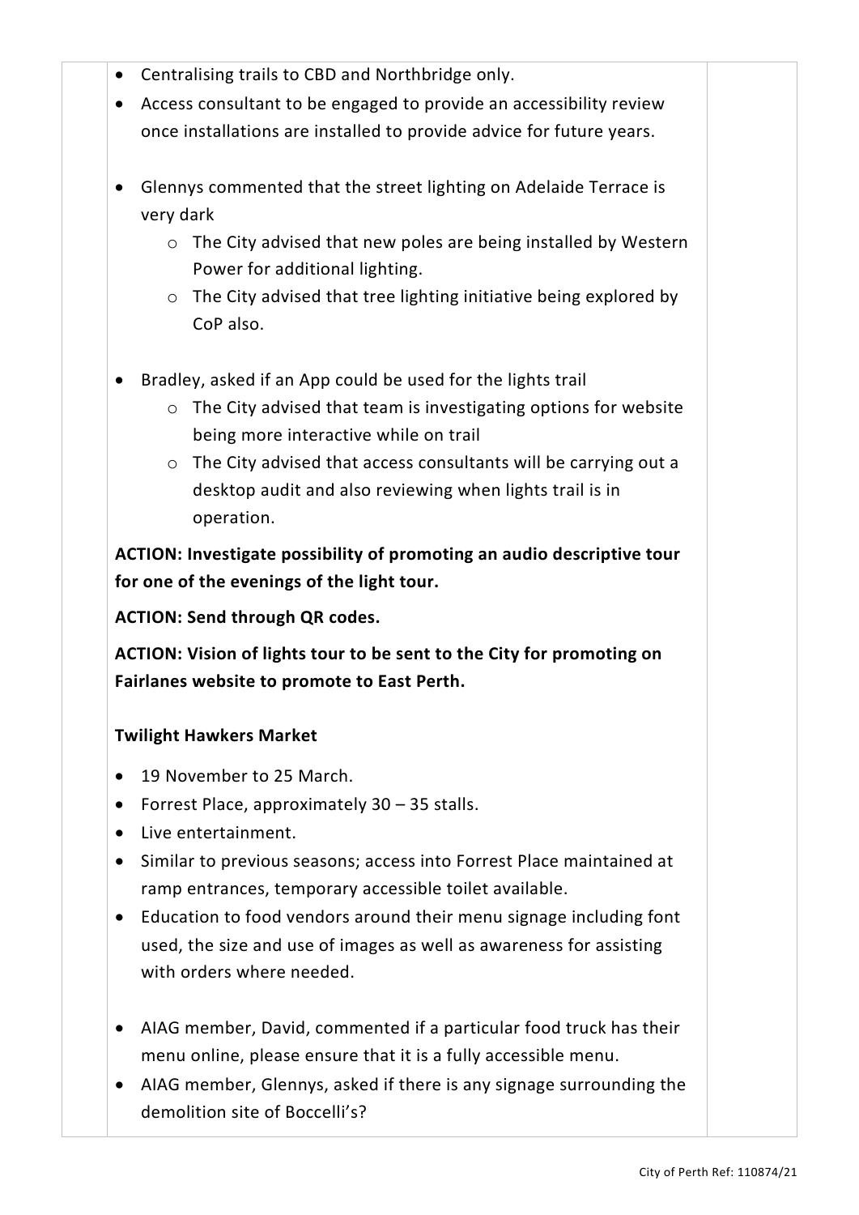- Centralising trails to CBD and Northbridge only.
- Access consultant to be engaged to provide an accessibility review once installations are installed to provide advice for future years.

- Glennys commented that the street lighting on Adelaide Terrace is very dark
  - The City advised that new poles are being installed by Western Power for additional lighting.
  - The City advised that tree lighting initiative being explored by CoP also.

- Bradley, asked if an App could be used for the lights trail
  - The City advised that team is investigating options for website being more interactive while on trail
  - The City advised that access consultants will be carrying out a desktop audit and also reviewing when lights trail is in operation.

**ACTION: Investigate possibility of promoting an audio descriptive tour for one of the evenings of the light tour.**

**ACTION: Send through QR codes.**

**ACTION: Vision of lights tour to be sent to the City for promoting on Fairlanes website to promote to East Perth.**

**Twilight Hawkers Market**

- 19 November to 25 March.
- Forrest Place, approximately 30 – 35 stalls.
- Live entertainment.
- Similar to previous seasons; access into Forrest Place maintained at ramp entrances, temporary accessible toilet available.
- Education to food vendors around their menu signage including font used, the size and use of images as well as awareness for assisting with orders where needed.

- AIAG member, David, commented if a particular food truck has their menu online, please ensure that it is a fully accessible menu.
- AIAG member, Glennys, asked if there is any signage surrounding the demolition site of Boccelli's?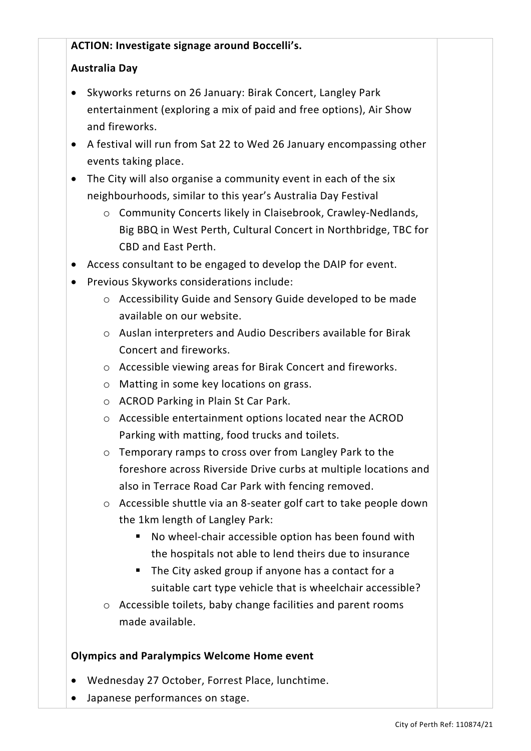**ACTION: Investigate signage around Boccelli's.**

**Australia Day**

- Skyworks returns on 26 January: Birak Concert, Langley Park entertainment (exploring a mix of paid and free options), Air Show and fireworks.
- A festival will run from Sat 22 to Wed 26 January encompassing other events taking place.
- The City will also organise a community event in each of the six neighbourhoods, similar to this year's Australia Day Festival
  - Community Concerts likely in Claisebrook, Crawley-Nedlands, Big BBQ in West Perth, Cultural Concert in Northbridge, TBC for CBD and East Perth.
- Access consultant to be engaged to develop the DAIP for event.
- Previous Skyworks considerations include:
  - Accessibility Guide and Sensory Guide developed to be made available on our website.
  - Auslan interpreters and Audio Describers available for Birak Concert and fireworks.
  - Accessible viewing areas for Birak Concert and fireworks.
  - Matting in some key locations on grass.
  - ACROD Parking in Plain St Car Park.
  - Accessible entertainment options located near the ACROD Parking with matting, food trucks and toilets.
  - Temporary ramps to cross over from Langley Park to the foreshore across Riverside Drive curbs at multiple locations and also in Terrace Road Car Park with fencing removed.
  - Accessible shuttle via an 8-seater golf cart to take people down the 1km length of Langley Park:
    - No wheel-chair accessible option has been found with the hospitals not able to lend theirs due to insurance
    - The City asked group if anyone has a contact for a suitable cart type vehicle that is wheelchair accessible?
  - Accessible toilets, baby change facilities and parent rooms made available.

**Olympics and Paralympics Welcome Home event**

- Wednesday 27 October, Forrest Place, lunchtime.
- Japanese performances on stage.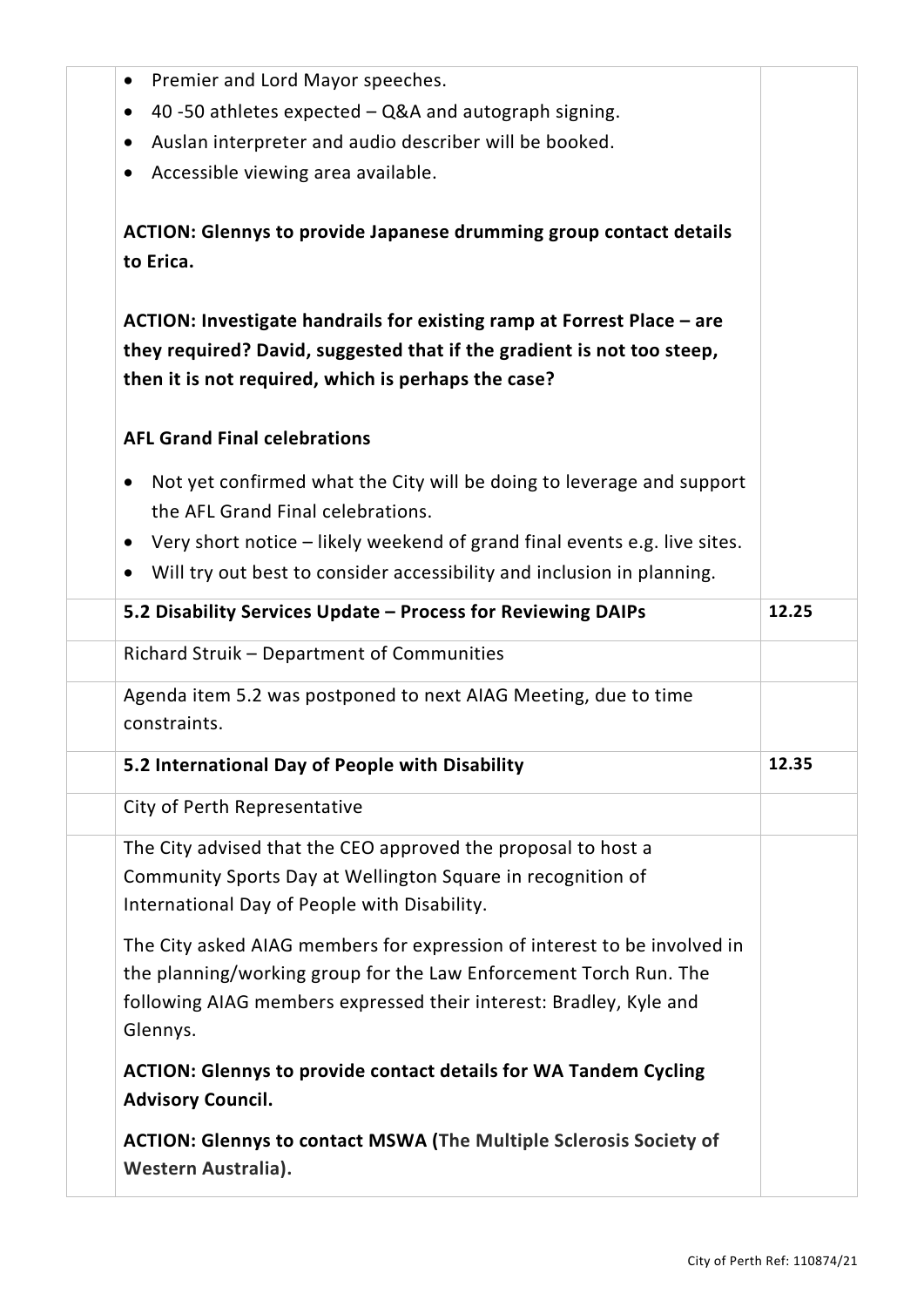| | | |
|---|---|---|
| | • Premier and Lord Mayor speeches.<br>• 40 -50 athletes expected – Q&A and autograph signing.<br>• Auslan interpreter and audio describer will be booked.<br>• Accessible viewing area available.<br><br>**ACTION: Glennys to provide Japanese drumming group contact details to Erica.**<br><br>**ACTION: Investigate handrails for existing ramp at Forrest Place – are they required? David, suggested that if the gradient is not too steep, then it is not required, which is perhaps the case?**<br><br>**AFL Grand Final celebrations**<br><br>• Not yet confirmed what the City will be doing to leverage and support the AFL Grand Final celebrations.<br>• Very short notice – likely weekend of grand final events e.g. live sites.<br>• Will try out best to consider accessibility and inclusion in planning. | |
| | **5.2 Disability Services Update – Process for Reviewing DAIPs** | **12.25** |
| | Richard Struik – Department of Communities | |
| | Agenda item 5.2 was postponed to next AIAG Meeting, due to time constraints. | |
| | **5.2 International Day of People with Disability** | **12.35** |
| | City of Perth Representative | |
| | The City advised that the CEO approved the proposal to host a Community Sports Day at Wellington Square in recognition of International Day of People with Disability.<br><br>The City asked AIAG members for expression of interest to be involved in the planning/working group for the Law Enforcement Torch Run. The following AIAG members expressed their interest: Bradley, Kyle and Glennys.<br><br>**ACTION: Glennys to provide contact details for WA Tandem Cycling Advisory Council.**<br><br>**ACTION: Glennys to contact MSWA (The Multiple Sclerosis Society of Western Australia).** | |

City of Perth Ref: 110874/21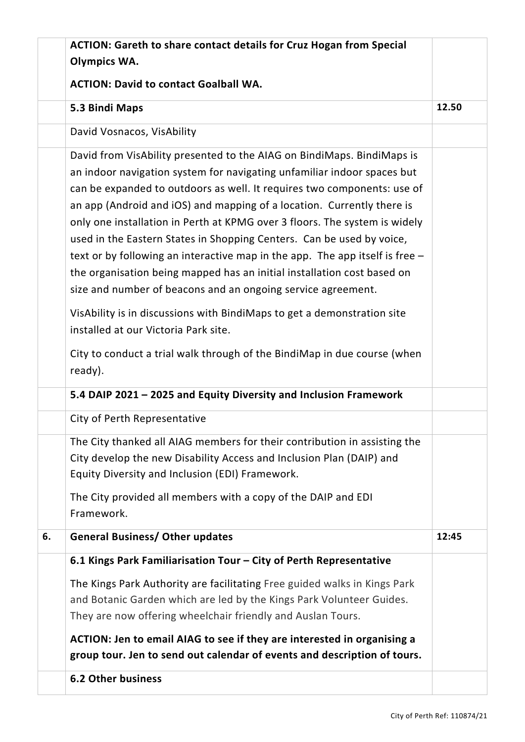|  | **ACTION: Gareth to share contact details for Cruz Hogan from Special Olympics WA.**<br><br>**ACTION: David to contact Goalball WA.** |  |
|---|---|---|
|  | **5.3 Bindi Maps** | **12.50** |
|  | David Vosnacos, VisAbility |  |
|  | David from VisAbility presented to the AIAG on BindiMaps. BindiMaps is an indoor navigation system for navigating unfamiliar indoor spaces but can be expanded to outdoors as well. It requires two components: use of an app (Android and iOS) and mapping of a location. Currently there is only one installation in Perth at KPMG over 3 floors. The system is widely used in the Eastern States in Shopping Centers. Can be used by voice, text or by following an interactive map in the app. The app itself is free – the organisation being mapped has an initial installation cost based on size and number of beacons and an ongoing service agreement.<br><br>VisAbility is in discussions with BindiMaps to get a demonstration site installed at our Victoria Park site.<br><br>City to conduct a trial walk through of the BindiMap in due course (when ready). |  |
|  | **5.4 DAIP 2021 – 2025 and Equity Diversity and Inclusion Framework** |  |
|  | City of Perth Representative |  |
|  | The City thanked all AIAG members for their contribution in assisting the City develop the new Disability Access and Inclusion Plan (DAIP) and Equity Diversity and Inclusion (EDI) Framework.<br><br>The City provided all members with a copy of the DAIP and EDI Framework. |  |
| **6.** | **General Business/ Other updates** | **12:45** |
|  | **6.1 Kings Park Familiarisation Tour – City of Perth Representative**<br><br>The Kings Park Authority are facilitating Free guided walks in Kings Park and Botanic Garden which are led by the Kings Park Volunteer Guides. They are now offering wheelchair friendly and Auslan Tours.<br><br>**ACTION: Jen to email AIAG to see if they are interested in organising a group tour. Jen to send out calendar of events and description of tours.** |  |
|  | **6.2 Other business** |  |

City of Perth Ref: 110874/21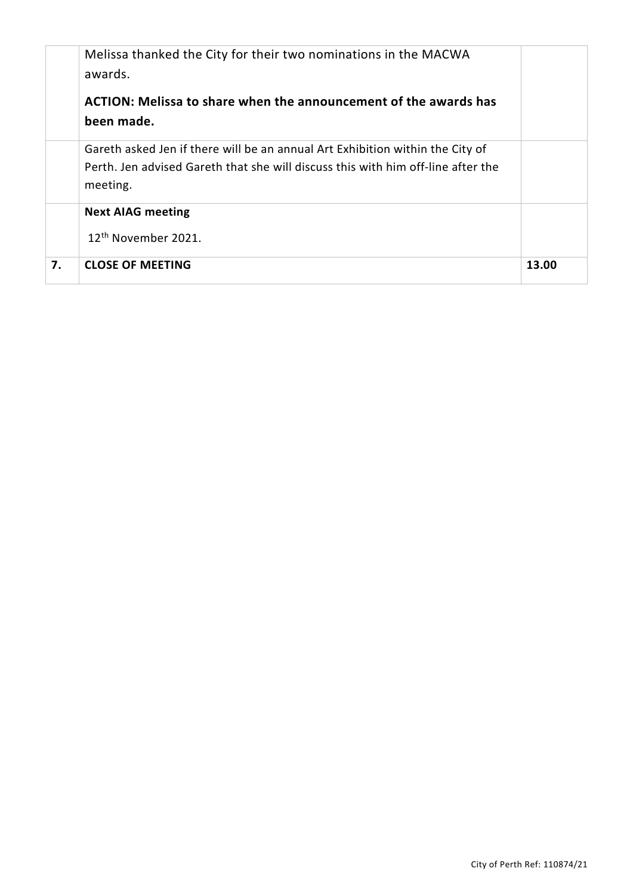| | | |
|---|---|---|
| | Melissa thanked the City for their two nominations in the MACWA awards.<br><br>**ACTION: Melissa to share when the announcement of the awards has been made.** | |
| | Gareth asked Jen if there will be an annual Art Exhibition within the City of Perth. Jen advised Gareth that she will discuss this with him off-line after the meeting. | |
| | **Next AIAG meeting**<br><br>12th November 2021. | |
| **7.** | **CLOSE OF MEETING** | **13.00** |

City of Perth Ref: 110874/21